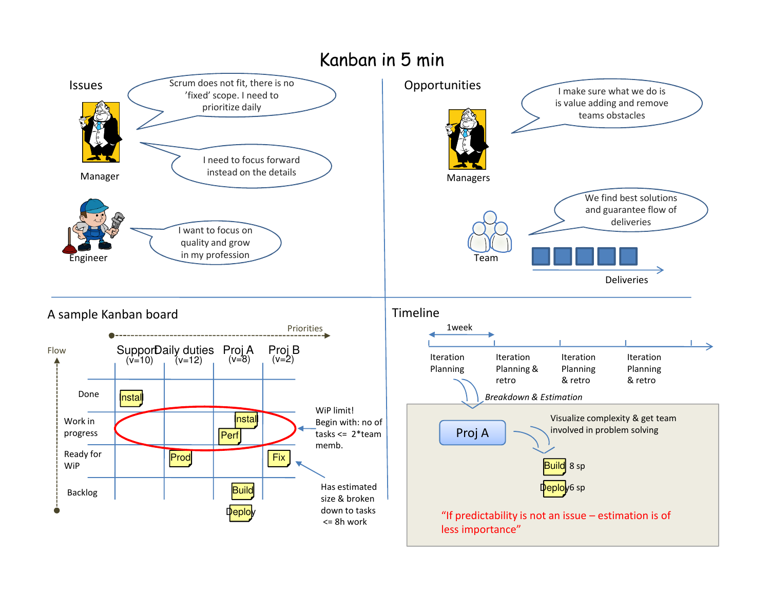# Kanban in 5 min

## Issues

**Manager**

- Scrum does not fit, there is no 'fixed' scope. I need to prioritize daily
- I need to focus forward instead on the details

**Engineer**

- I want to focus on quality and grow in my profession

## Opportunities

**Managers**

- I make sure what we do is value adding and remove teams obstacles

**Team**

- We find best solutions and guarantee flow of deliveries

Deliveries

## A sample Kanban board

Priorities →

Flow ↑

| | Support (v=10) | Daily duties (v=12) | Proj A (v=8) | Proj B (v=2) |
|---|---|---|---|---|
| Done | Install | | | |
| Work in progress | | | Install, Perf | |
| Ready for WiP | | Prod | | Fix |
| Backlog | | | Build, Deploy | |

WiP limit! Begin with: no of tasks <= 2*team memb.

Has estimated size & broken down to tasks <= 8h work

## Timeline

1week

| Iteration Planning | Iteration Planning & retro | Iteration Planning & retro | Iteration Planning & retro |
|---|---|---|---|

*Breakdown & Estimation*

Proj A

Visualize complexity & get team involved in problem solving

- Build 8 sp
- Deploy 6 sp

"If predictability is not an issue – estimation is of less importance"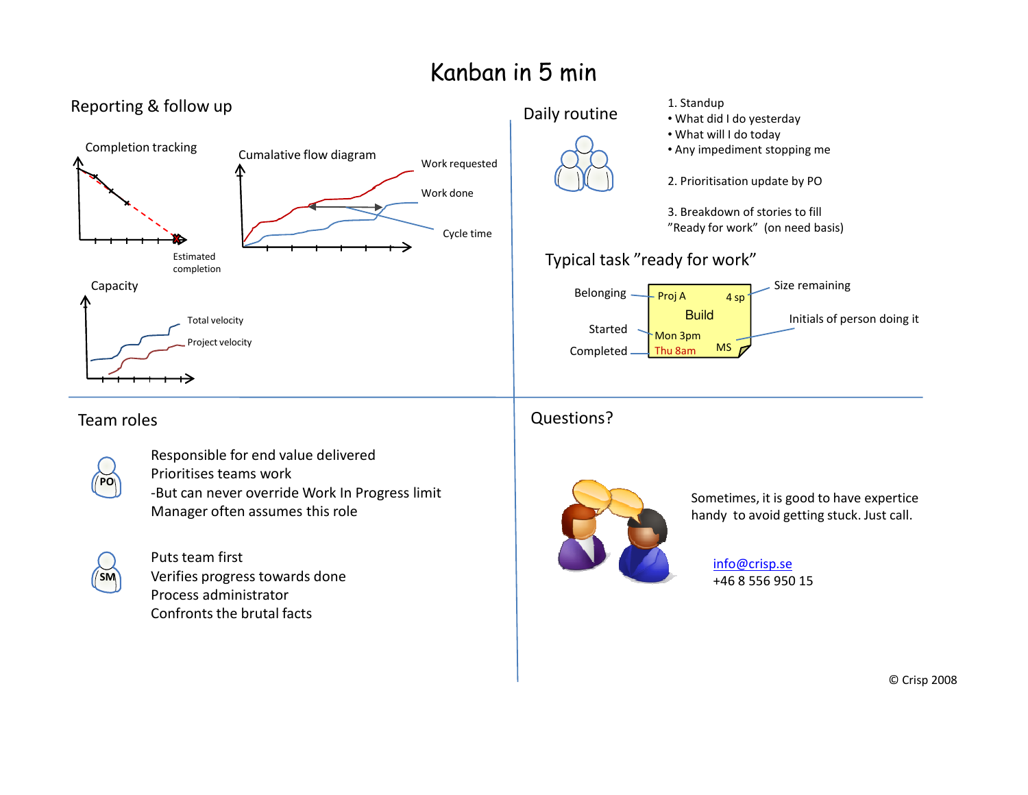# Kanban in 5 min

## Reporting & follow up

Completion tracking

Estimated completion

Cumalative flow diagram

Work requested

Work done

Cycle time

Capacity

Total velocity

Project velocity

## Daily routine

1. Standup
- What did I do yesterday
- What will I do today
- Any impediment stopping me

2. Prioritisation update by PO

3. Breakdown of stories to fill ”Ready for work” (on need basis)

## Typical task ”ready for work”

Belonging

Started

Completed

Proj A

4 sp

Build

Mon 3pm

Thu 8am

MS

Size remaining

Initials of person doing it

## Team roles

PO

Responsible for end value delivered
Prioritises teams work
-But can never override Work In Progress limit
Manager often assumes this role

SM

Puts team first
Verifies progress towards done
Process administrator
Confronts the brutal facts

## Questions?

Sometimes, it is good to have expertice handy to avoid getting stuck. Just call.

info@crisp.se
+46 8 556 950 15

© Crisp 2008